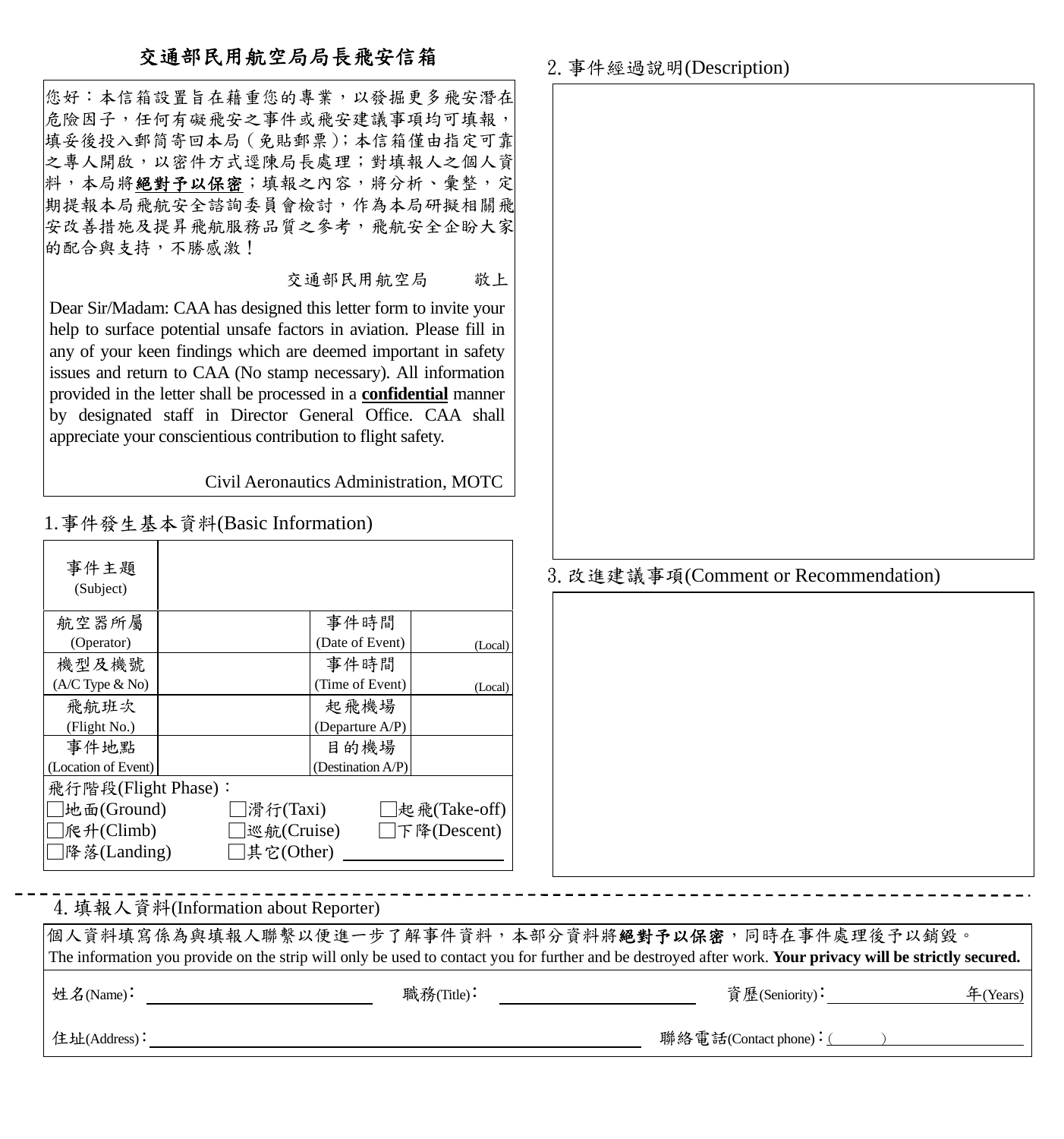# 交通部民用航空局局長飛安信箱

您好：本信箱設置旨在藉重您的專業，以發掘更多飛安潛在危險因子，任何有礙飛安之事件或飛安建議事項均可填報，填妥後投入郵筒寄回本局（免貼郵票）；本信箱僅由指定可靠之專人開啟，以密件方式逕陳局長處理；對填報人之個人資料，本局將**絕對予以保密**；填報之內容，將分析、彙整，定期提報本局飛航安全諮詢委員會檢討，作為本局研擬相關飛安改善措施及提昇飛航服務品質之參考，飛航安全企盼大家的配合與支持，不勝感激！

交通部民用航空局　　敬上

Dear Sir/Madam: CAA has designed this letter form to invite your help to surface potential unsafe factors in aviation. Please fill in any of your keen findings which are deemed important in safety issues and return to CAA (No stamp necessary). All information provided in the letter shall be processed in a **confidential** manner by designated staff in Director General Office. CAA shall appreciate your conscientious contribution to flight safety.

Civil Aeronautics Administration, MOTC

## 1.事件發生基本資料(Basic Information)

| 事件主題 (Subject) | | | |
|---|---|---|---|
| 航空器所屬 (Operator) | | 事件時間 (Date of Event) | (Local) |
| 機型及機號 (A/C Type & No) | | 事件時間 (Time of Event) | (Local) |
| 飛航班次 (Flight No.) | | 起飛機場 (Departure A/P) | |
| 事件地點 (Location of Event) | | 目的機場 (Destination A/P) | |

飛行階段(Flight Phase)：

☐地面(Ground)　☐滑行(Taxi)　☐起飛(Take-off)

☐爬升(Climb)　☐巡航(Cruise)　☐下降(Descent)

☐降落(Landing)　☐其它(Other) ____________

## 2. 事件經過說明(Description)

## 3. 改進建議事項(Comment or Recommendation)

## 4. 填報人資料(Information about Reporter)

個人資料填寫係為與填報人聯繫以便進一步了解事件資料，本部分資料將**絕對予以保密**，同時在事件處理後予以銷毀。

The information you provide on the strip will only be used to contact you for further and be destroyed after work. **Your privacy will be strictly secured.**

姓名(Name)：____________　職務(Title)：____________　資歷(Seniority)：________年(Years)

住址(Address)：________________________　聯絡電話(Contact phone)：(　　)________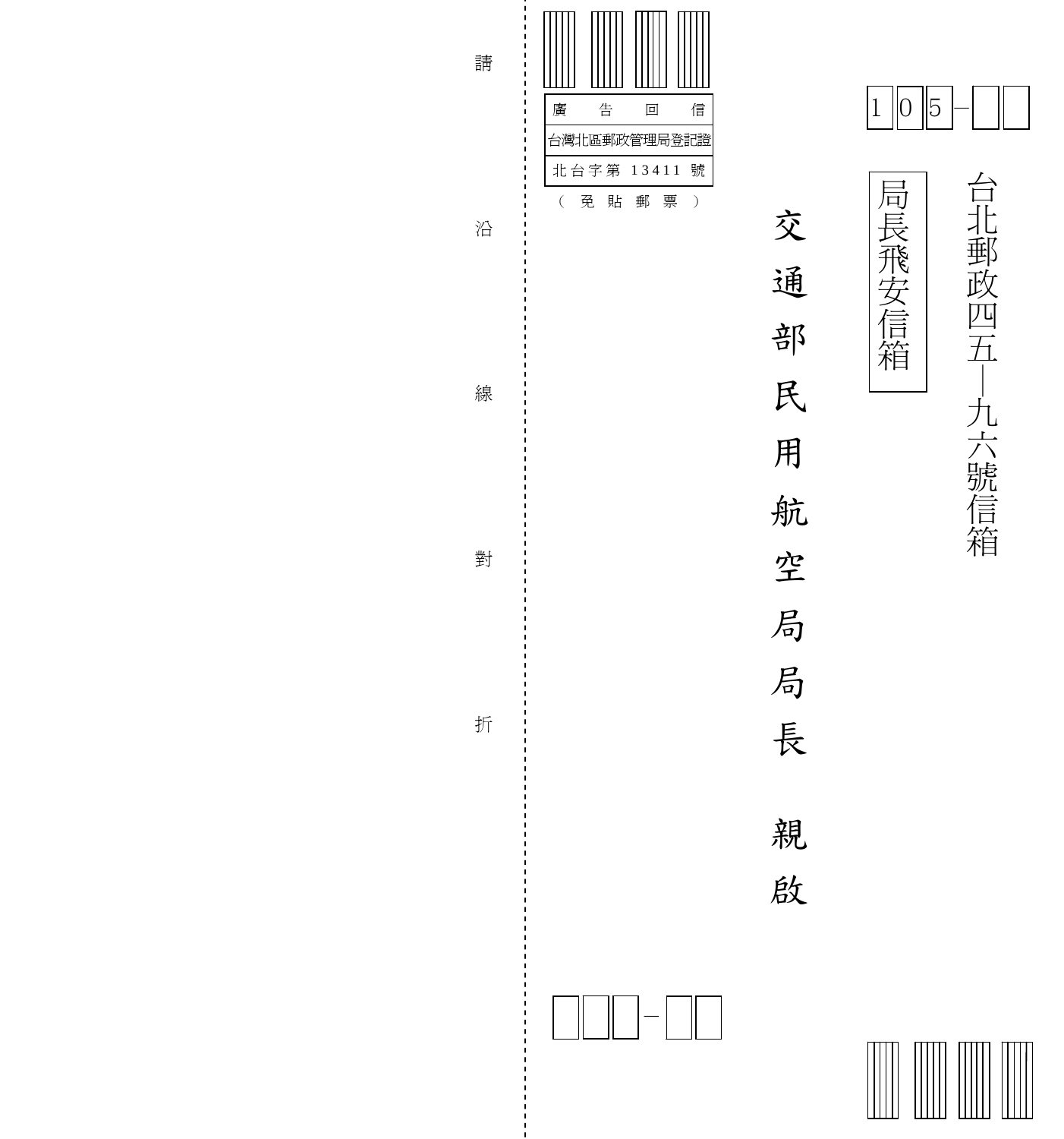請沿線對折

廣告回信

台灣北區郵政管理局登記證

北台字第 13411 號

（免貼郵票）

105－

台北郵政四五－九六號信箱

局長飛安信箱

交通部民用航空局局長 親啟

－